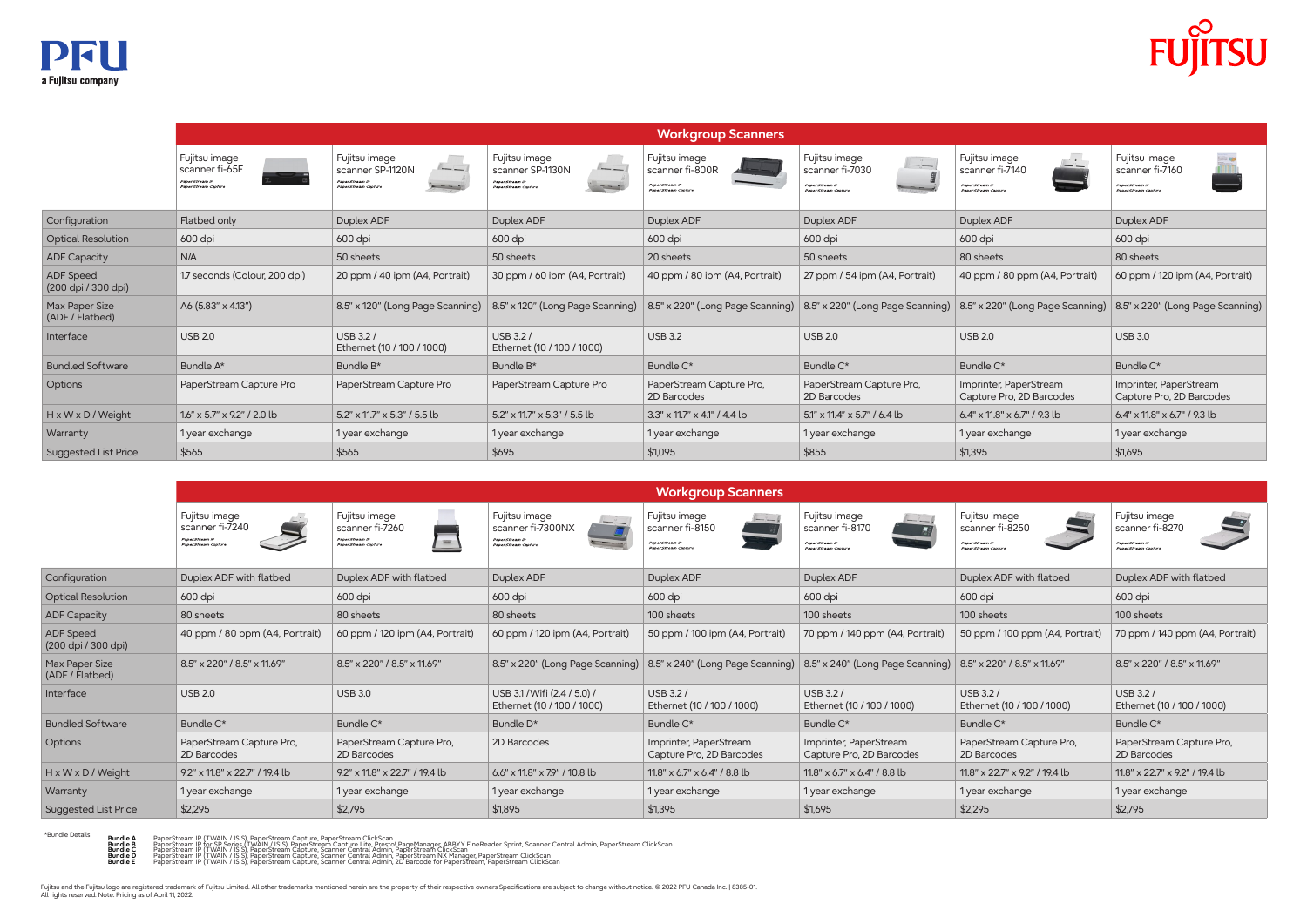## Workgroup Scanners

| | Fujitsu image scanner fi-65F | Fujitsu image scanner SP-1120N | Fujitsu image scanner SP-1130N | Fujitsu image scanner fi-800R | Fujitsu image scanner fi-7030 | Fujitsu image scanner fi-7140 | Fujitsu image scanner fi-7160 |
|---|---|---|---|---|---|---|---|
| Configuration | Flatbed only | Duplex ADF | Duplex ADF | Duplex ADF | Duplex ADF | Duplex ADF | Duplex ADF |
| Optical Resolution | 600 dpi | 600 dpi | 600 dpi | 600 dpi | 600 dpi | 600 dpi | 600 dpi |
| ADF Capacity | N/A | 50 sheets | 50 sheets | 20 sheets | 50 sheets | 80 sheets | 80 sheets |
| ADF Speed (200 dpi / 300 dpi) | 1.7 seconds (Colour, 200 dpi) | 20 ppm / 40 ipm (A4, Portrait) | 30 ppm / 60 ipm (A4, Portrait) | 40 ppm / 80 ipm (A4, Portrait) | 27 ppm / 54 ipm (A4, Portrait) | 40 ppm / 80 ppm (A4, Portrait) | 60 ppm / 120 ipm (A4, Portrait) |
| Max Paper Size (ADF / Flatbed) | A6 (5.83" x 4.13") | 8.5" x 120" (Long Page Scanning) | 8.5" x 120" (Long Page Scanning) | 8.5" x 220" (Long Page Scanning) | 8.5" x 220" (Long Page Scanning) | 8.5" x 220" (Long Page Scanning) | 8.5" x 220" (Long Page Scanning) |
| Interface | USB 2.0 | USB 3.2 / Ethernet (10 / 100 / 1000) | USB 3.2 / Ethernet (10 / 100 / 1000) | USB 3.2 | USB 2.0 | USB 2.0 | USB 3.0 |
| Bundled Software | Bundle A* | Bundle B* | Bundle B* | Bundle C* | Bundle C* | Bundle C* | Bundle C* |
| Options | PaperStream Capture Pro | PaperStream Capture Pro | PaperStream Capture Pro | PaperStream Capture Pro, 2D Barcodes | PaperStream Capture Pro, 2D Barcodes | Imprinter, PaperStream Capture Pro, 2D Barcodes | Imprinter, PaperStream Capture Pro, 2D Barcodes |
| H x W x D / Weight | 1.6" x 5.7" x 9.2" / 2.0 lb | 5.2" x 11.7" x 5.3" / 5.5 lb | 5.2" x 11.7" x 5.3" / 5.5 lb | 3.3" x 11.7" x 4.1" / 4.4 lb | 5.1" x 11.4" x 5.7" / 6.4 lb | 6.4" x 11.8" x 6.7" / 9.3 lb | 6.4" x 11.8" x 6.7" / 9.3 lb |
| Warranty | 1 year exchange | 1 year exchange | 1 year exchange | 1 year exchange | 1 year exchange | 1 year exchange | 1 year exchange |
| Suggested List Price | $565 | $565 | $695 | $1,095 | $855 | $1,395 | $1,695 |

## Workgroup Scanners

| | Fujitsu image scanner fi-7240 | Fujitsu image scanner fi-7260 | Fujitsu image scanner fi-7300NX | Fujitsu image scanner fi-8150 | Fujitsu image scanner fi-8170 | Fujitsu image scanner fi-8250 | Fujitsu image scanner fi-8270 |
|---|---|---|---|---|---|---|---|
| Configuration | Duplex ADF with flatbed | Duplex ADF with flatbed | Duplex ADF | Duplex ADF | Duplex ADF | Duplex ADF with flatbed | Duplex ADF with flatbed |
| Optical Resolution | 600 dpi | 600 dpi | 600 dpi | 600 dpi | 600 dpi | 600 dpi | 600 dpi |
| ADF Capacity | 80 sheets | 80 sheets | 80 sheets | 100 sheets | 100 sheets | 100 sheets | 100 sheets |
| ADF Speed (200 dpi / 300 dpi) | 40 ppm / 80 ppm (A4, Portrait) | 60 ppm / 120 ipm (A4, Portrait) | 60 ppm / 120 ipm (A4, Portrait) | 50 ppm / 100 ipm (A4, Portrait) | 70 ppm / 140 ppm (A4, Portrait) | 50 ppm / 100 ppm (A4, Portrait) | 70 ppm / 140 ppm (A4, Portrait) |
| Max Paper Size (ADF / Flatbed) | 8.5" x 220" / 8.5" x 11.69" | 8.5" x 220" / 8.5" x 11.69" | 8.5" x 220" (Long Page Scanning) | 8.5" x 240" (Long Page Scanning) | 8.5" x 240" (Long Page Scanning) | 8.5" x 220" / 8.5" x 11.69" | 8.5" x 220" / 8.5" x 11.69" |
| Interface | USB 2.0 | USB 3.0 | USB 3.1 / Wifi (2.4 / 5.0) / Ethernet (10 / 100 / 1000) | USB 3.2 / Ethernet (10 / 100 / 1000) | USB 3.2 / Ethernet (10 / 100 / 1000) | USB 3.2 / Ethernet (10 / 100 / 1000) | USB 3.2 / Ethernet (10 / 100 / 1000) |
| Bundled Software | Bundle C* | Bundle C* | Bundle D* | Bundle C* | Bundle C* | Bundle C* | Bundle C* |
| Options | PaperStream Capture Pro, 2D Barcodes | PaperStream Capture Pro, 2D Barcodes | 2D Barcodes | Imprinter, PaperStream Capture Pro, 2D Barcodes | Imprinter, PaperStream Capture Pro, 2D Barcodes | PaperStream Capture Pro, 2D Barcodes | PaperStream Capture Pro, 2D Barcodes |
| H x W x D / Weight | 9.2" x 11.8" x 22.7" / 19.4 lb | 9.2" x 11.8" x 22.7" / 19.4 lb | 6.6" x 11.8" x 7.9" / 10.8 lb | 11.8" x 6.7" x 6.4" / 8.8 lb | 11.8" x 6.7" x 6.4" / 8.8 lb | 11.8" x 22.7" x 9.2" / 19.4 lb | 11.8" x 22.7" x 9.2" / 19.4 lb |
| Warranty | 1 year exchange | 1 year exchange | 1 year exchange | 1 year exchange | 1 year exchange | 1 year exchange | 1 year exchange |
| Suggested List Price | $2,295 | $2,795 | $1,895 | $1,395 | $1,695 | $2,295 | $2,795 |

*Bundle Details:

- **Bundle A** PaperStream IP (TWAIN / ISIS), PaperStream Capture, PaperStream ClickScan
- **Bundle B** PaperStream IP for SP Series (TWAIN / ISIS), PaperStream Capture Lite, Presto! PageManager, ABBYY FineReader Sprint, Scanner Central Admin, PaperStream ClickScan
- **Bundle C** PaperStream IP (TWAIN / ISIS), PaperStream Capture, Scanner Central Admin, PaperStream ClickScan
- **Bundle D** PaperStream IP (TWAIN / ISIS), PaperStream Capture, Scanner Central Admin, PaperStream NX Manager, PaperStream ClickScan
- **Bundle E** PaperStream IP (TWAIN / ISIS), PaperStream Capture, Scanner Central Admin, 2D Barcode for PaperStream, PaperStream ClickScan

Fujitsu and the Fujitsu logo are registered trademark of Fujitsu Limited. All other trademarks mentioned herein are the property of their respective owners Specifications are subject to change without notice. © 2022 PFU Canada Inc. | 8385-01. All rights reserved. Note: Pricing as of April 11, 2022.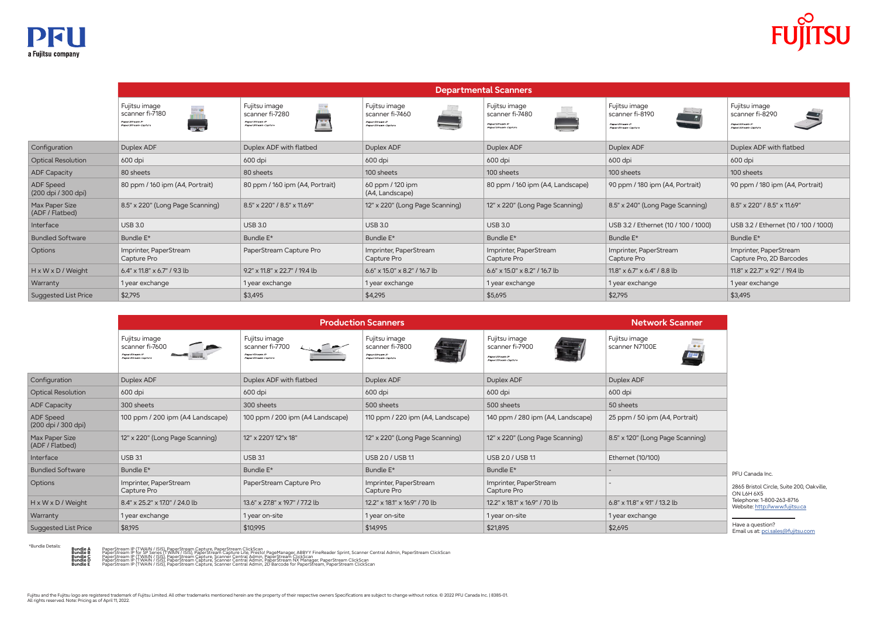PFU a Fujitsu company

FUJITSU

| | Departmental Scanners | | | | | |
|---|---|---|---|---|---|---|
| | Fujitsu image scanner fi-7180 | Fujitsu image scanner fi-7280 | Fujitsu image scanner fi-7460 | Fujitsu image scanner fi-7480 | Fujitsu image scanner fi-8190 | Fujitsu image scanner fi-8290 |
| Configuration | Duplex ADF | Duplex ADF with flatbed | Duplex ADF | Duplex ADF | Duplex ADF | Duplex ADF with flatbed |
| Optical Resolution | 600 dpi | 600 dpi | 600 dpi | 600 dpi | 600 dpi | 600 dpi |
| ADF Capacity | 80 sheets | 80 sheets | 100 sheets | 100 sheets | 100 sheets | 100 sheets |
| ADF Speed (200 dpi / 300 dpi) | 80 ppm / 160 ipm (A4, Portrait) | 80 ppm / 160 ipm (A4, Portrait) | 60 ppm / 120 ipm (A4, Landscape) | 80 ppm / 160 ipm (A4, Landscape) | 90 ppm / 180 ipm (A4, Portrait) | 90 ppm / 180 ipm (A4, Portrait) |
| Max Paper Size (ADF / Flatbed) | 8.5" x 220" (Long Page Scanning) | 8.5" x 220" / 8.5" x 11.69" | 12" x 220" (Long Page Scanning) | 12" x 220" (Long Page Scanning) | 8.5" x 240" (Long Page Scanning) | 8.5" x 220" / 8.5" x 11.69" |
| Interface | USB 3.0 | USB 3.0 | USB 3.0 | USB 3.0 | USB 3.2 / Ethernet (10 / 100 / 1000) | USB 3.2 / Ethernet (10 / 100 / 1000) |
| Bundled Software | Bundle E* | Bundle E* | Bundle E* | Bundle E* | Bundle E* | Bundle E* |
| Options | Imprinter, PaperStream Capture Pro | PaperStream Capture Pro | Imprinter, PaperStream Capture Pro | Imprinter, PaperStream Capture Pro | Imprinter, PaperStream Capture Pro | Imprinter, PaperStream Capture Pro, 2D Barcodes |
| H x W x D / Weight | 6.4" x 11.8" x 6.7" / 9.3 lb | 9.2" x 11.8" x 22.7" / 19.4 lb | 6.6" x 15.0" x 8.2" / 16.7 lb | 6.6" x 15.0" x 8.2" / 16.7 lb | 11.8" x 6.7" x 6.4" / 8.8 lb | 11.8" x 22.7" x 9.2" / 19.4 lb |
| Warranty | 1 year exchange | 1 year exchange | 1 year exchange | 1 year exchange | 1 year exchange | 1 year exchange |
| Suggested List Price | $2,795 | $3,495 | $4,295 | $5,695 | $2,795 | $3,495 |

| | Production Scanners | | | | Network Scanner |
|---|---|---|---|---|---|
| | Fujitsu image scanner fi-7600 | Fujitsu image scanner fi-7700 | Fujitsu image scanner fi-7800 | Fujitsu image scanner fi-7900 | Fujitsu image scanner N7100E |
| Configuration | Duplex ADF | Duplex ADF with flatbed | Duplex ADF | Duplex ADF | Duplex ADF |
| Optical Resolution | 600 dpi | 600 dpi | 600 dpi | 600 dpi | 600 dpi |
| ADF Capacity | 300 sheets | 300 sheets | 500 sheets | 500 sheets | 50 sheets |
| ADF Speed (200 dpi / 300 dpi) | 100 ppm / 200 ipm (A4 Landscape) | 100 ppm / 200 ipm (A4 Landscape) | 110 ppm / 220 ipm (A4, Landscape) | 140 ppm / 280 ipm (A4, Landscape) | 25 ppm / 50 ipm (A4, Portrait) |
| Max Paper Size (ADF / Flatbed) | 12" x 220" (Long Page Scanning) | 12" x 220"/ 12"x 18" | 12" x 220" (Long Page Scanning) | 12" x 220" (Long Page Scanning) | 8.5" x 120" (Long Page Scanning) |
| Interface | USB 3.1 | USB 3.1 | USB 2.0 / USB 1.1 | USB 2.0 / USB 1.1 | Ethernet (10/100) |
| Bundled Software | Bundle E* | Bundle E* | Bundle E* | Bundle E* | - |
| Options | Imprinter, PaperStream Capture Pro | PaperStream Capture Pro | Imprinter, PaperStream Capture Pro | Imprinter, PaperStream Capture Pro | - |
| H x W x D / Weight | 8.4" x 25.2" x 17.0" / 24.0 lb | 13.6" x 27.8" x 19.7" / 77.2 lb | 12.2" x 18.1" x 16.9" / 70 lb | 12.2" x 18.1" x 16.9" / 70 lb | 6.8" x 11.8" x 9.1" / 13.2 lb |
| Warranty | 1 year exchange | 1 year on-site | 1 year on-site | 1 year on-site | 1 year exchange |
| Suggested List Price | $8,195 | $10,995 | $14,995 | $21,895 | $2,695 |

PFU Canada Inc.

2865 Bristol Circle, Suite 200, Oakville, ON L6H 6X5
Telephone: 1-800-263-8716
Website: http://www.fujitsu.ca

Have a question?
Email us at: pci.sales@fujitsu.com

*Bundle Details:

**Bundle A** PaperStream IP (TWAIN / ISIS), PaperStream Capture, PaperStream ClickScan
**Bundle B** PaperStream IP for SP Series (TWAIN / ISIS), PaperStream Capture Lite, Presto! PageManager, ABBYY FineReader Sprint, Scanner Central Admin, PaperStream ClickScan
**Bundle C** PaperStream IP (TWAIN / ISIS), PaperStream Capture, Scanner Central Admin, PaperStream ClickScan
**Bundle D** PaperStream IP (TWAIN / ISIS), PaperStream Capture, Scanner Central Admin, PaperStream NX Manager, PaperStream ClickScan
**Bundle E** PaperStream IP (TWAIN / ISIS), PaperStream Capture, Scanner Central Admin, 2D Barcode for PaperStream, PaperStream ClickScan

Fujitsu and the Fujitsu logo are registered trademark of Fujitsu Limited. All other trademarks mentioned herein are the property of their respective owners Specifications are subject to change without notice. © 2022 PFU Canada Inc. | 8385-01.
All rights reserved. Note: Pricing as of April 11, 2022.